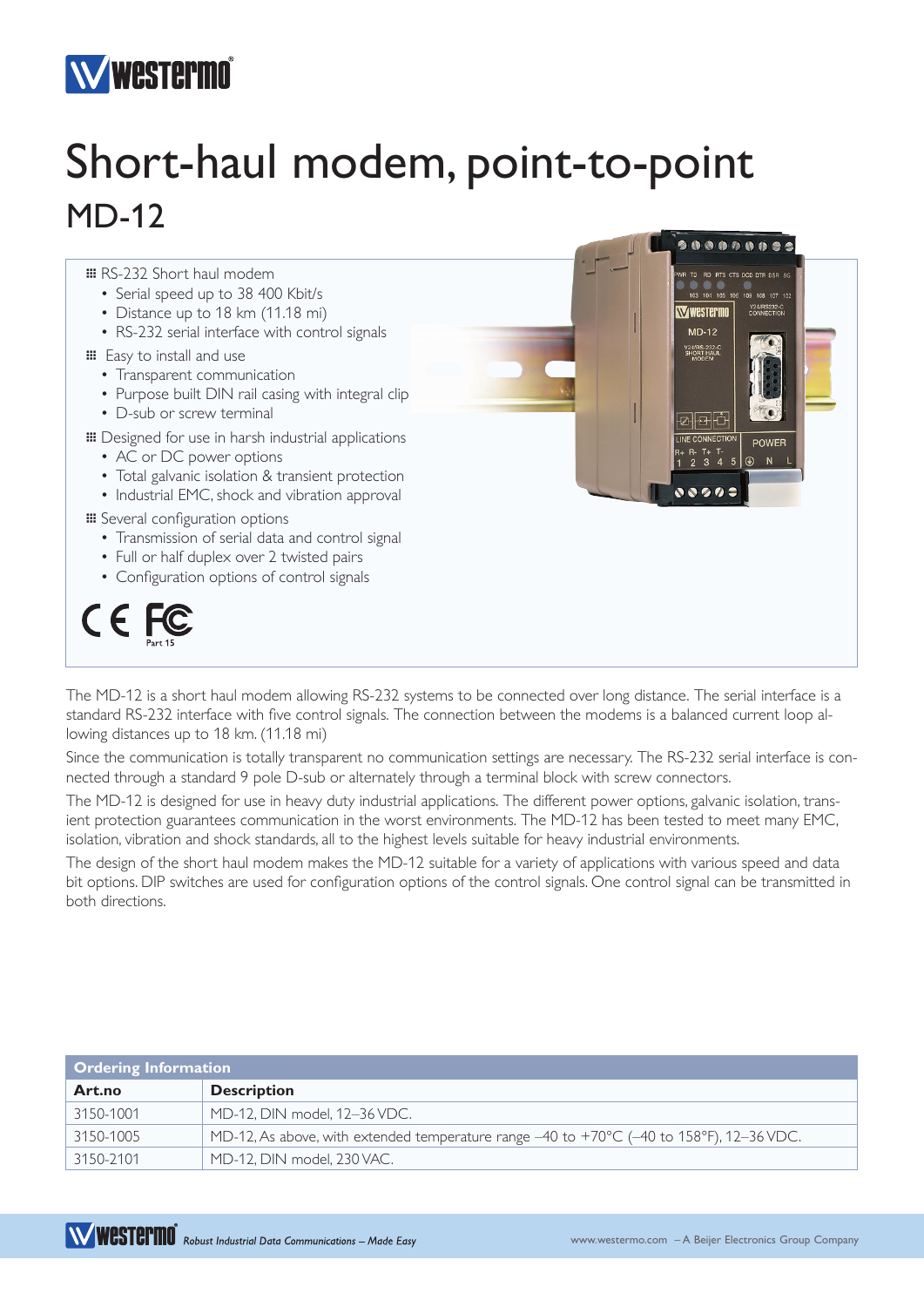# Short-haul modem, point-to-point

## MD-12

- RS-232 Short haul modem
  - Serial speed up to 38 400 Kbit/s
  - Distance up to 18 km (11.18 mi)
  - RS-232 serial interface with control signals
- Easy to install and use
  - Transparent communication
  - Purpose built DIN rail casing with integral clip
  - D-sub or screw terminal
- Designed for use in harsh industrial applications
  - AC or DC power options
  - Total galvanic isolation & transient protection
  - Industrial EMC, shock and vibration approval
- Several configuration options
  - Transmission of serial data and control signal
  - Full or half duplex over 2 twisted pairs
  - Configuration options of control signals

CE FC Part 15

The MD-12 is a short haul modem allowing RS-232 systems to be connected over long distance. The serial interface is a standard RS-232 interface with five control signals. The connection between the modems is a balanced current loop allowing distances up to 18 km. (11.18 mi)

Since the communication is totally transparent no communication settings are necessary. The RS-232 serial interface is connected through a standard 9 pole D-sub or alternately through a terminal block with screw connectors.

The MD-12 is designed for use in heavy duty industrial applications. The different power options, galvanic isolation, transient protection guarantees communication in the worst environments. The MD-12 has been tested to meet many EMC, isolation, vibration and shock standards, all to the highest levels suitable for heavy industrial environments.

The design of the short haul modem makes the MD-12 suitable for a variety of applications with various speed and data bit options. DIP switches are used for configuration options of the control signals. One control signal can be transmitted in both directions.

**Ordering Information**

| Art.no | Description |
|---|---|
| 3150-1001 | MD-12, DIN model, 12–36 VDC. |
| 3150-1005 | MD-12, As above, with extended temperature range –40 to +70°C (–40 to 158°F), 12–36 VDC. |
| 3150-2101 | MD-12, DIN model, 230 VAC. |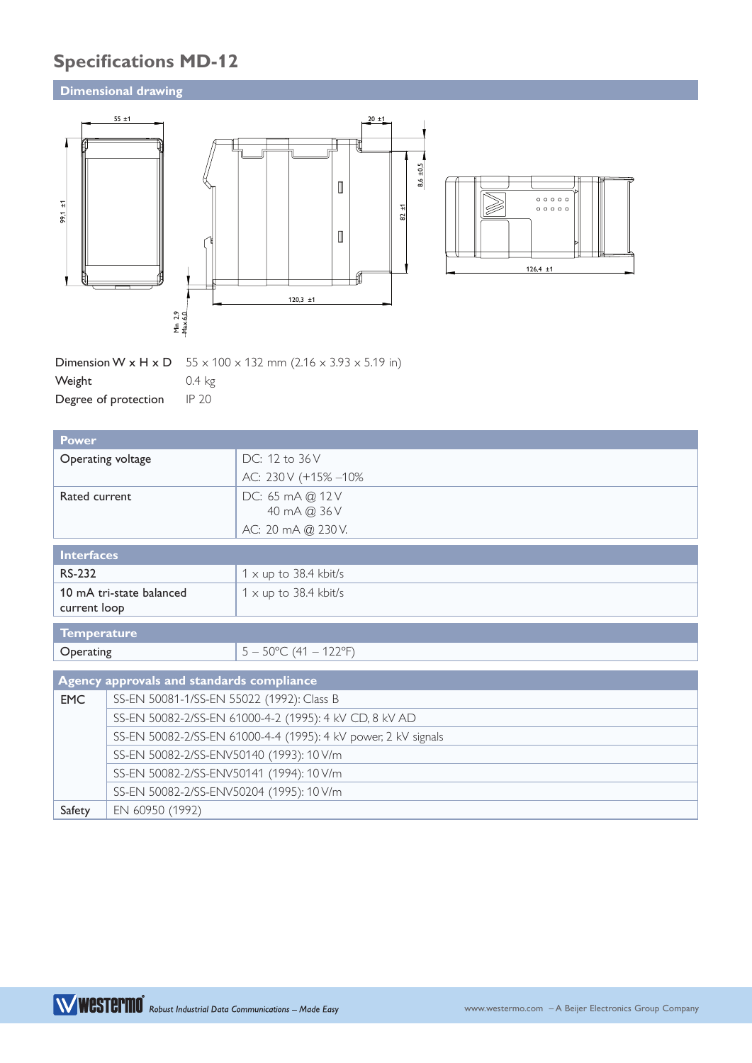# Specifications MD-12

## Dimensional drawing

55 ±1

20 ±1

99,1 ±1

8,6 ±0,5

82 ±1

120,3 ±1

126,4 ±1

Min 2,9
Max 6,0

| | |
|---|---|
| Dimension W x H x D | 55 x 100 x 132 mm (2.16 x 3.93 x 5.19 in) |
| Weight | 0.4 kg |
| Degree of protection | IP 20 |

| Power | |
|---|---|
| Operating voltage | DC: 12 to 36 V<br>AC: 230 V (+15% –10% |
| Rated current | DC: 65 mA @ 12 V<br>40 mA @ 36 V<br>AC: 20 mA @ 230 V. |

| Interfaces | |
|---|---|
| RS-232 | 1 x up to 38.4 kbit/s |
| 10 mA tri-state balanced current loop | 1 x up to 38.4 kbit/s |

| Temperature | |
|---|---|
| Operating | 5 – 50°C (41 – 122°F) |

| Agency approvals and standards compliance | |
|---|---|
| EMC | SS-EN 50081-1/SS-EN 55022 (1992): Class B |
| | SS-EN 50082-2/SS-EN 61000-4-2 (1995): 4 kV CD, 8 kV AD |
| | SS-EN 50082-2/SS-EN 61000-4-4 (1995): 4 kV power, 2 kV signals |
| | SS-EN 50082-2/SS-ENV50140 (1993): 10 V/m |
| | SS-EN 50082-2/SS-ENV50141 (1994): 10 V/m |
| | SS-EN 50082-2/SS-ENV50204 (1995): 10 V/m |
| Safety | EN 60950 (1992) |